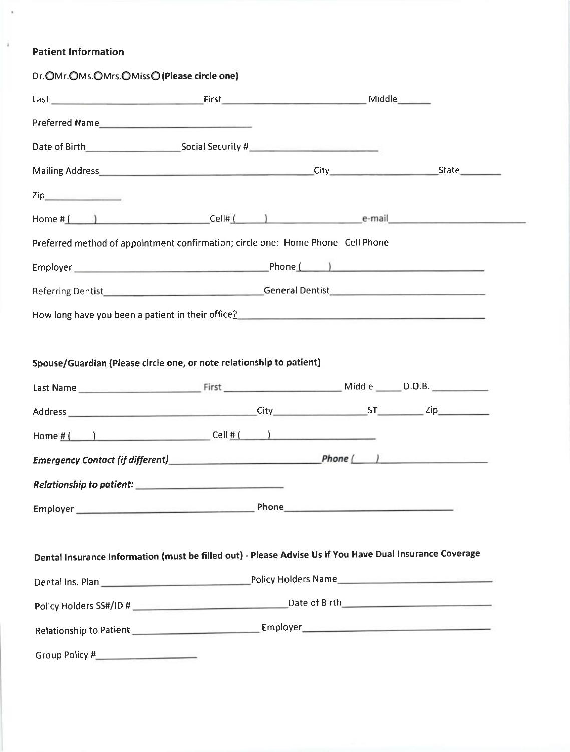## Patient Information

Dr.○Mr.○Ms.○Mrs.○Miss○ **(Please circle one)**

Last ______________________ First ______________________ Middle ______

Preferred Name ______________________

Date of Birth ______________ Social Security # ______________________

Mailing Address ______________________________ City ______________ State ________

Zip ____________

Home # ( ) ______________ Cell# ( ) ______________ e-mail ______________________

Preferred method of appointment confirmation; circle one: Home Phone Cell Phone

Employer ______________________________ Phone ( ) ______________________

Referring Dentist ______________________ General Dentist ______________________

How long have you been a patient in their office? ______________________________

## Spouse/Guardian (Please circle one, or note relationship to patient)

Last Name ______________ First ______________ Middle _____ D.O.B. __________

Address ______________________ City ______________ ST ________ Zip __________

Home # ( ) ______________ Cell # ( ) ______________

***Emergency Contact (if different)*** ______________________ ***Phone*** ( ) ______________

***Relationship to patient:*** ______________________

Employer ______________________________ Phone ______________________

## Dental Insurance Information (must be filled out) - Please Advise Us If You Have Dual Insurance Coverage

Dental Ins. Plan ______________________ Policy Holders Name ______________________

Policy Holders SS#/ID # ______________________ Date of Birth ______________________

Relationship to Patient ______________________ Employer ______________________

Group Policy # ______________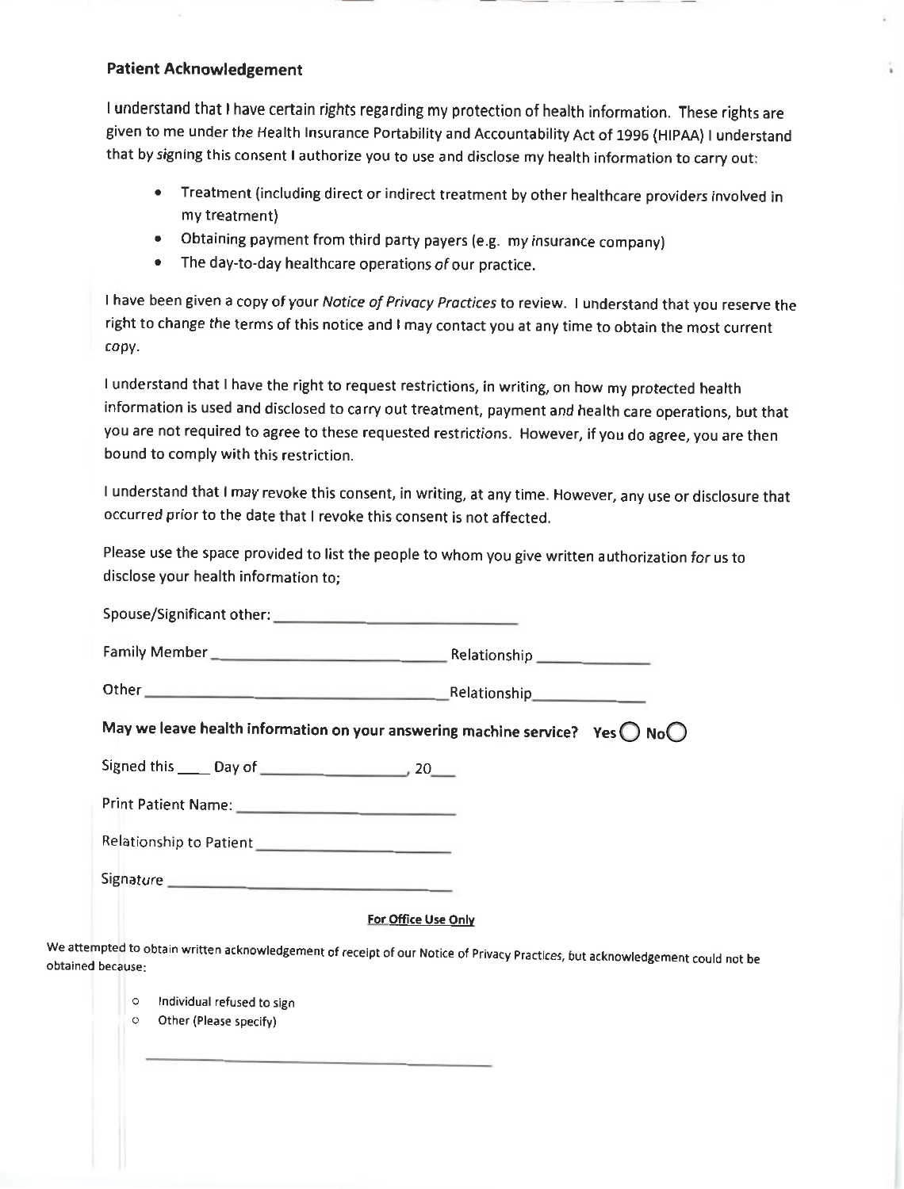## Patient Acknowledgement

I understand that I have certain rights regarding my protection of health information. These rights are given to me under the Health Insurance Portability and Accountability Act of 1996 (HIPAA) I understand that by signing this consent I authorize you to use and disclose my health information to carry out:

- Treatment (including direct or indirect treatment by other healthcare providers involved in my treatment)
- Obtaining payment from third party payers (e.g. my insurance company)
- The day-to-day healthcare operations of our practice.

I have been given a copy of your *Notice of Privacy Practices* to review. I understand that you reserve the right to change the terms of this notice and I may contact you at any time to obtain the most current copy.

I understand that I have the right to request restrictions, in writing, on how my protected health information is used and disclosed to carry out treatment, payment and health care operations, but that you are not required to agree to these requested restrictions. However, if you do agree, you are then bound to comply with this restriction.

I understand that I may revoke this consent, in writing, at any time. However, any use or disclosure that occurred prior to the date that I revoke this consent is not affected.

Please use the space provided to list the people to whom you give written authorization for us to disclose your health information to;

Spouse/Significant other: ______________________________

Family Member ______________________________ Relationship ______________

Other ______________________________ Relationship ______________

**May we leave health information on your answering machine service? Yes ◯ No ◯**

Signed this ____ Day of ________________, 20___

Print Patient Name: ______________________________

Relationship to Patient ______________________

Signature ______________________________

**For Office Use Only**

We attempted to obtain written acknowledgement of receipt of our Notice of Privacy Practices, but acknowledgement could not be obtained because:

- ○ Individual refused to sign
- ○ Other (Please specify)

______________________________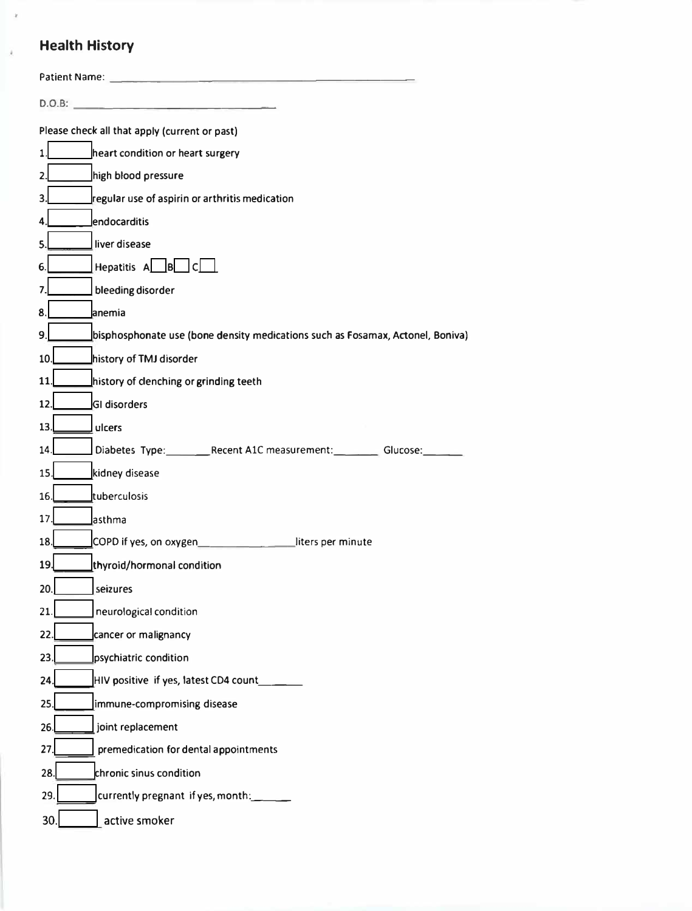## Health History

Patient Name: ______________________________

D.O.B: ______________________

Please check all that apply (current or past)

1. [ ] heart condition or heart surgery
2. [ ] high blood pressure
3. [ ] regular use of aspirin or arthritis medication
4. [ ] endocarditis
5. [ ] liver disease
6. [ ] Hepatitis A [ ] B [ ] C [ ]
7. [ ] bleeding disorder
8. [ ] anemia
9. [ ] bisphosphonate use (bone density medications such as Fosamax, Actonel, Boniva)
10. [ ] history of TMJ disorder
11. [ ] history of clenching or grinding teeth
12. [ ] GI disorders
13. [ ] ulcers
14. [ ] Diabetes Type:________ Recent A1C measurement:________ Glucose:_______
15. [ ] kidney disease
16. [ ] tuberculosis
17. [ ] asthma
18. [ ] COPD if yes, on oxygen________________liters per minute
19. [ ] thyroid/hormonal condition
20. [ ] seizures
21. [ ] neurological condition
22. [ ] cancer or malignancy
23. [ ] psychiatric condition
24. [ ] HIV positive if yes, latest CD4 count_______
25. [ ] immune-compromising disease
26. [ ] joint replacement
27. [ ] premedication for dental appointments
28. [ ] chronic sinus condition
29. [ ] currently pregnant if yes, month:______
30. [ ] active smoker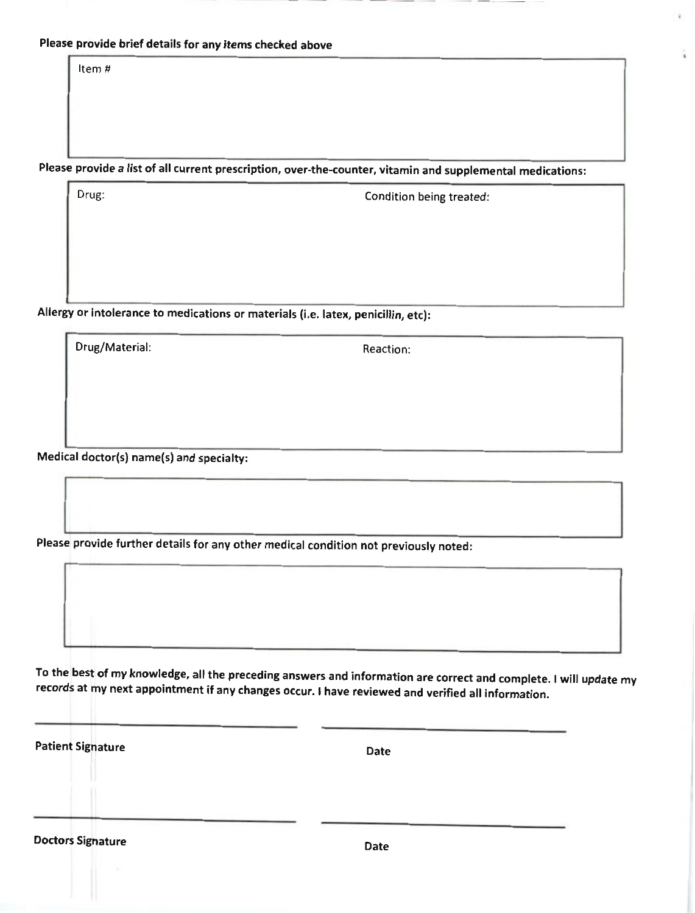**Please provide brief details for any items checked above**

Item #

**Please provide a list of all current prescription, over-the-counter, vitamin and supplemental medications:**

| Drug: | Condition being treated: |
|---|---|
| | |

**Allergy or intolerance to medications or materials (i.e. latex, penicillin, etc):**

| Drug/Material: | Reaction: |
|---|---|
| | |

**Medical doctor(s) name(s) and specialty:**

**Please provide further details for any other medical condition not previously noted:**

**To the best of my knowledge, all the preceding answers and information are correct and complete. I will update my records at my next appointment if any changes occur. I have reviewed and verified all information.**

\_\_\_\_\_\_\_\_\_\_\_\_\_\_\_\_\_\_\_\_\_\_\_\_\_\_\_\_ \_\_\_\_\_\_\_\_\_\_\_\_\_\_\_\_\_\_\_\_\_\_\_\_

**Patient Signature** **Date**

\_\_\_\_\_\_\_\_\_\_\_\_\_\_\_\_\_\_\_\_\_\_\_\_\_\_\_\_ \_\_\_\_\_\_\_\_\_\_\_\_\_\_\_\_\_\_\_\_\_\_\_\_

**Doctors Signature** **Date**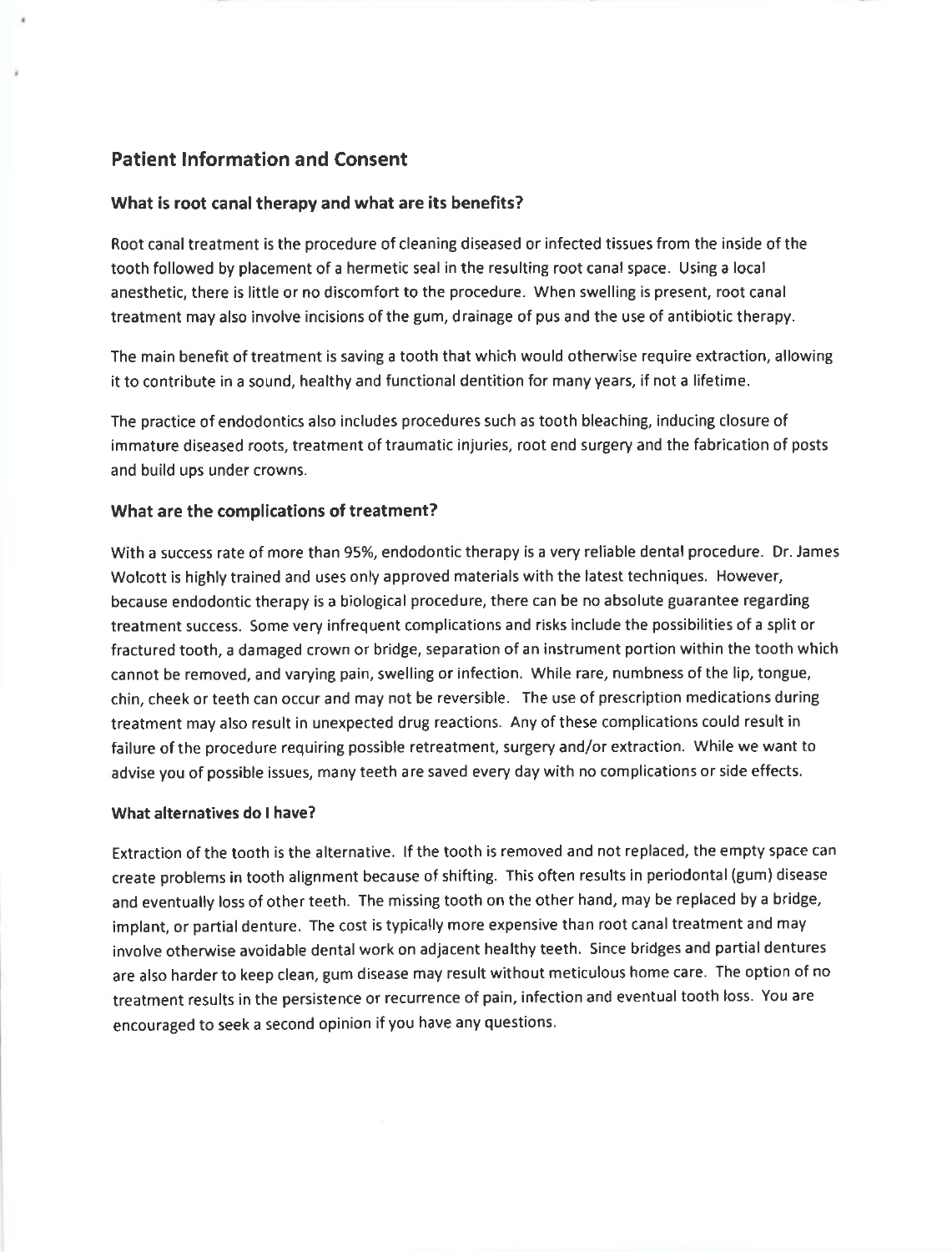## Patient Information and Consent

### What is root canal therapy and what are its benefits?

Root canal treatment is the procedure of cleaning diseased or infected tissues from the inside of the tooth followed by placement of a hermetic seal in the resulting root canal space. Using a local anesthetic, there is little or no discomfort to the procedure. When swelling is present, root canal treatment may also involve incisions of the gum, drainage of pus and the use of antibiotic therapy.

The main benefit of treatment is saving a tooth that which would otherwise require extraction, allowing it to contribute in a sound, healthy and functional dentition for many years, if not a lifetime.

The practice of endodontics also includes procedures such as tooth bleaching, inducing closure of immature diseased roots, treatment of traumatic injuries, root end surgery and the fabrication of posts and build ups under crowns.

### What are the complications of treatment?

With a success rate of more than 95%, endodontic therapy is a very reliable dental procedure. Dr. James Wolcott is highly trained and uses only approved materials with the latest techniques. However, because endodontic therapy is a biological procedure, there can be no absolute guarantee regarding treatment success. Some very infrequent complications and risks include the possibilities of a split or fractured tooth, a damaged crown or bridge, separation of an instrument portion within the tooth which cannot be removed, and varying pain, swelling or infection. While rare, numbness of the lip, tongue, chin, cheek or teeth can occur and may not be reversible. The use of prescription medications during treatment may also result in unexpected drug reactions. Any of these complications could result in failure of the procedure requiring possible retreatment, surgery and/or extraction. While we want to advise you of possible issues, many teeth are saved every day with no complications or side effects.

### What alternatives do I have?

Extraction of the tooth is the alternative. If the tooth is removed and not replaced, the empty space can create problems in tooth alignment because of shifting. This often results in periodontal (gum) disease and eventually loss of other teeth. The missing tooth on the other hand, may be replaced by a bridge, implant, or partial denture. The cost is typically more expensive than root canal treatment and may involve otherwise avoidable dental work on adjacent healthy teeth. Since bridges and partial dentures are also harder to keep clean, gum disease may result without meticulous home care. The option of no treatment results in the persistence or recurrence of pain, infection and eventual tooth loss. You are encouraged to seek a second opinion if you have any questions.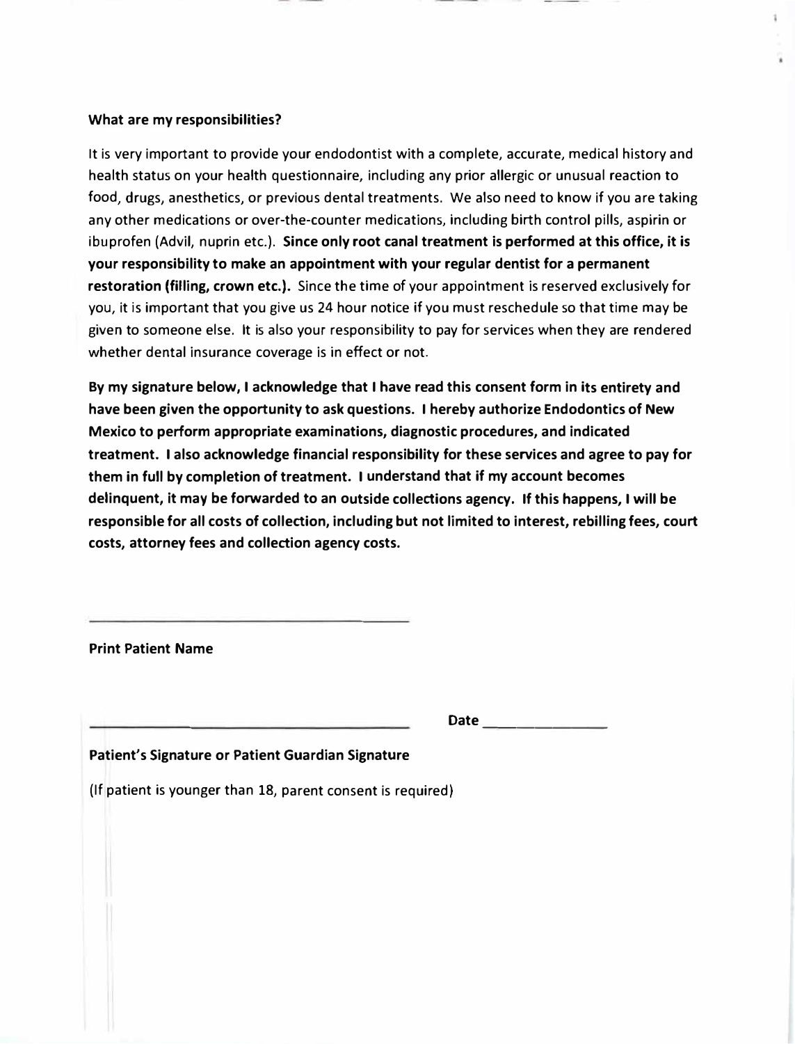**What are my responsibilities?**

It is very important to provide your endodontist with a complete, accurate, medical history and health status on your health questionnaire, including any prior allergic or unusual reaction to food, drugs, anesthetics, or previous dental treatments. We also need to know if you are taking any other medications or over-the-counter medications, including birth control pills, aspirin or ibuprofen (Advil, nuprin etc.). **Since only root canal treatment is performed at this office, it is your responsibility to make an appointment with your regular dentist for a permanent restoration (filling, crown etc.).** Since the time of your appointment is reserved exclusively for you, it is important that you give us 24 hour notice if you must reschedule so that time may be given to someone else. It is also your responsibility to pay for services when they are rendered whether dental insurance coverage is in effect or not.

**By my signature below, I acknowledge that I have read this consent form in its entirety and have been given the opportunity to ask questions. I hereby authorize Endodontics of New Mexico to perform appropriate examinations, diagnostic procedures, and indicated treatment. I also acknowledge financial responsibility for these services and agree to pay for them in full by completion of treatment. I understand that if my account becomes delinquent, it may be forwarded to an outside collections agency. If this happens, I will be responsible for all costs of collection, including but not limited to interest, rebilling fees, court costs, attorney fees and collection agency costs.**

\_\_\_\_\_\_\_\_\_\_\_\_\_\_\_\_\_\_\_\_\_\_\_\_\_\_\_\_\_\_\_\_\_\_\_\_\_\_

**Print Patient Name**

\_\_\_\_\_\_\_\_\_\_\_\_\_\_\_\_\_\_\_\_\_\_\_\_\_\_\_\_\_\_\_\_\_\_\_\_\_\_ **Date** \_\_\_\_\_\_\_\_\_\_\_\_\_\_\_

**Patient's Signature or Patient Guardian Signature**

(If patient is younger than 18, parent consent is required)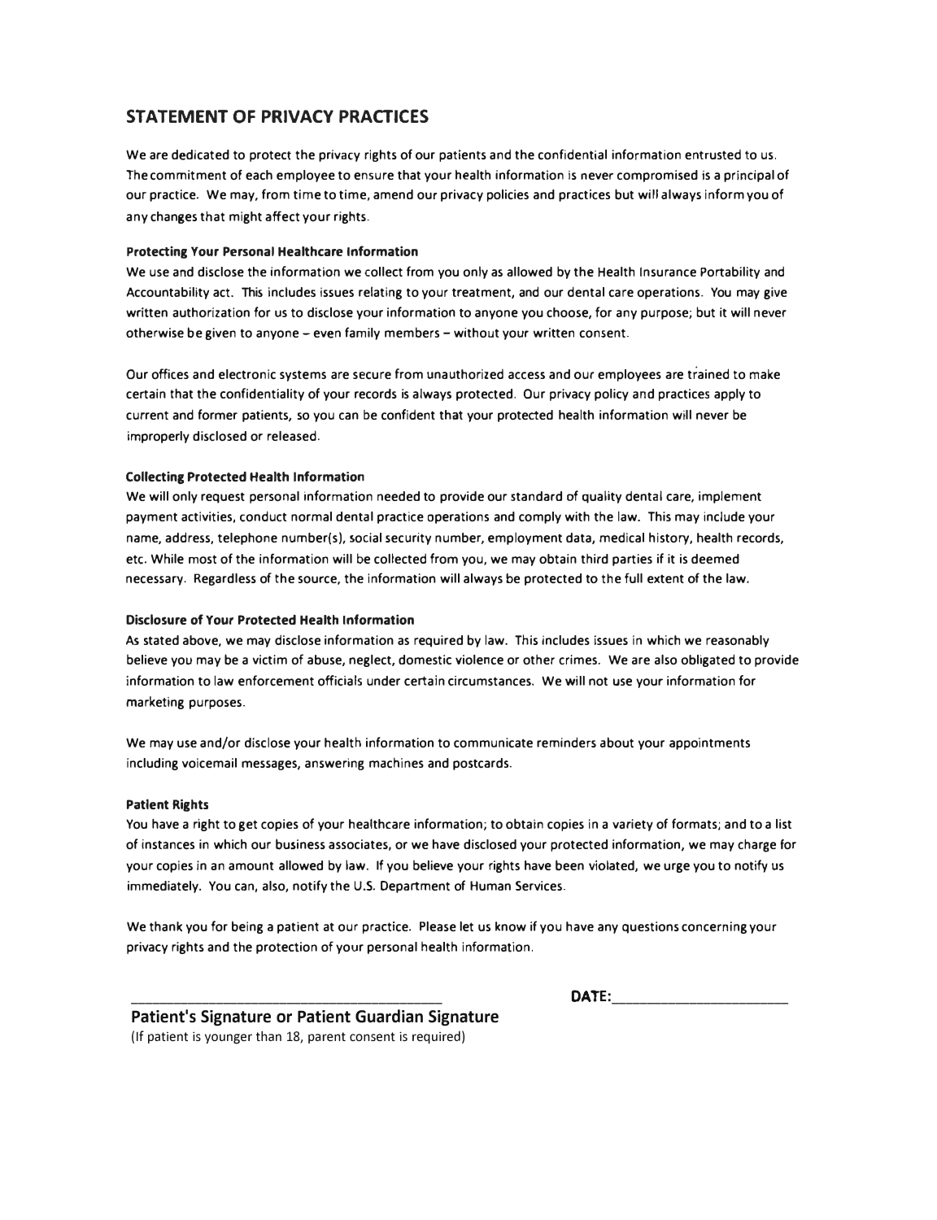## STATEMENT OF PRIVACY PRACTICES

We are dedicated to protect the privacy rights of our patients and the confidential information entrusted to us. The commitment of each employee to ensure that your health information is never compromised is a principal of our practice. We may, from time to time, amend our privacy policies and practices but will always inform you of any changes that might affect your rights.

**Protecting Your Personal Healthcare Information**

We use and disclose the information we collect from you only as allowed by the Health Insurance Portability and Accountability act. This includes issues relating to your treatment, and our dental care operations. You may give written authorization for us to disclose your information to anyone you choose, for any purpose; but it will never otherwise be given to anyone – even family members – without your written consent.

Our offices and electronic systems are secure from unauthorized access and our employees are trained to make certain that the confidentiality of your records is always protected. Our privacy policy and practices apply to current and former patients, so you can be confident that your protected health information will never be improperly disclosed or released.

**Collecting Protected Health Information**

We will only request personal information needed to provide our standard of quality dental care, implement payment activities, conduct normal dental practice operations and comply with the law. This may include your name, address, telephone number(s), social security number, employment data, medical history, health records, etc. While most of the information will be collected from you, we may obtain third parties if it is deemed necessary. Regardless of the source, the information will always be protected to the full extent of the law.

**Disclosure of Your Protected Health Information**

As stated above, we may disclose information as required by law. This includes issues in which we reasonably believe you may be a victim of abuse, neglect, domestic violence or other crimes. We are also obligated to provide information to law enforcement officials under certain circumstances. We will not use your information for marketing purposes.

We may use and/or disclose your health information to communicate reminders about your appointments including voicemail messages, answering machines and postcards.

**Patient Rights**

You have a right to get copies of your healthcare information; to obtain copies in a variety of formats; and to a list of instances in which our business associates, or we have disclosed your protected information, we may charge for your copies in an amount allowed by law. If you believe your rights have been violated, we urge you to notify us immediately. You can, also, notify the U.S. Department of Human Services.

We thank you for being a patient at our practice. Please let us know if you have any questions concerning your privacy rights and the protection of your personal health information.

\_\_\_\_\_\_\_\_\_\_\_\_\_\_\_\_\_\_\_\_\_\_\_\_\_\_\_\_\_\_\_\_\_\_\_\_\_\_\_\_ **DATE:**\_\_\_\_\_\_\_\_\_\_\_\_\_\_\_\_\_\_\_\_\_\_

**Patient's Signature or Patient Guardian Signature**

(If patient is younger than 18, parent consent is required)